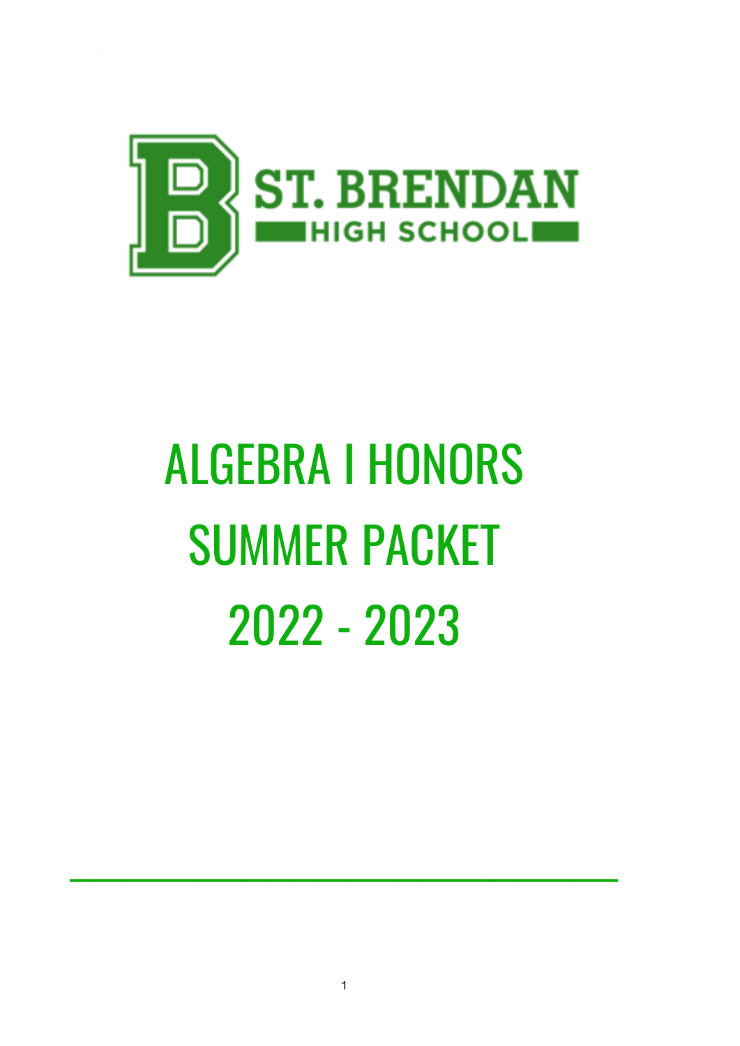ST. BRENDAN HIGH SCHOOL

# ALGEBRA I HONORS SUMMER PACKET 2022 - 2023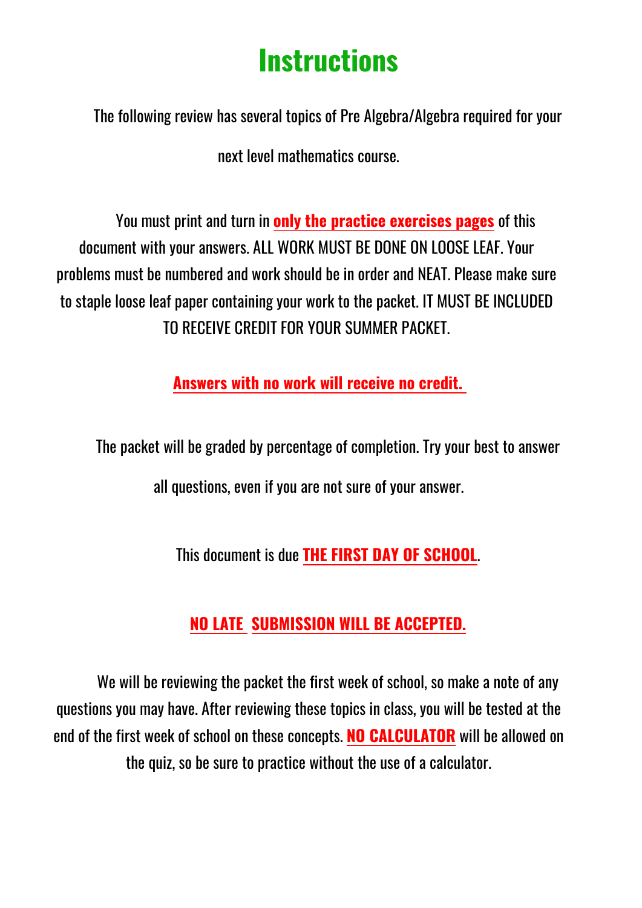# Instructions

The following review has several topics of Pre Algebra/Algebra required for your next level mathematics course.

You must print and turn in **only the practice exercises pages** of this document with your answers. ALL WORK MUST BE DONE ON LOOSE LEAF. Your problems must be numbered and work should be in order and NEAT. Please make sure to staple loose leaf paper containing your work to the packet. IT MUST BE INCLUDED TO RECEIVE CREDIT FOR YOUR SUMMER PACKET.

**Answers with no work will receive no credit.**

The packet will be graded by percentage of completion. Try your best to answer all questions, even if you are not sure of your answer.

This document is due **THE FIRST DAY OF SCHOOL**.

**NO LATE SUBMISSION WILL BE ACCEPTED.**

We will be reviewing the packet the first week of school, so make a note of any questions you may have. After reviewing these topics in class, you will be tested at the end of the first week of school on these concepts. **NO CALCULATOR** will be allowed on the quiz, so be sure to practice without the use of a calculator.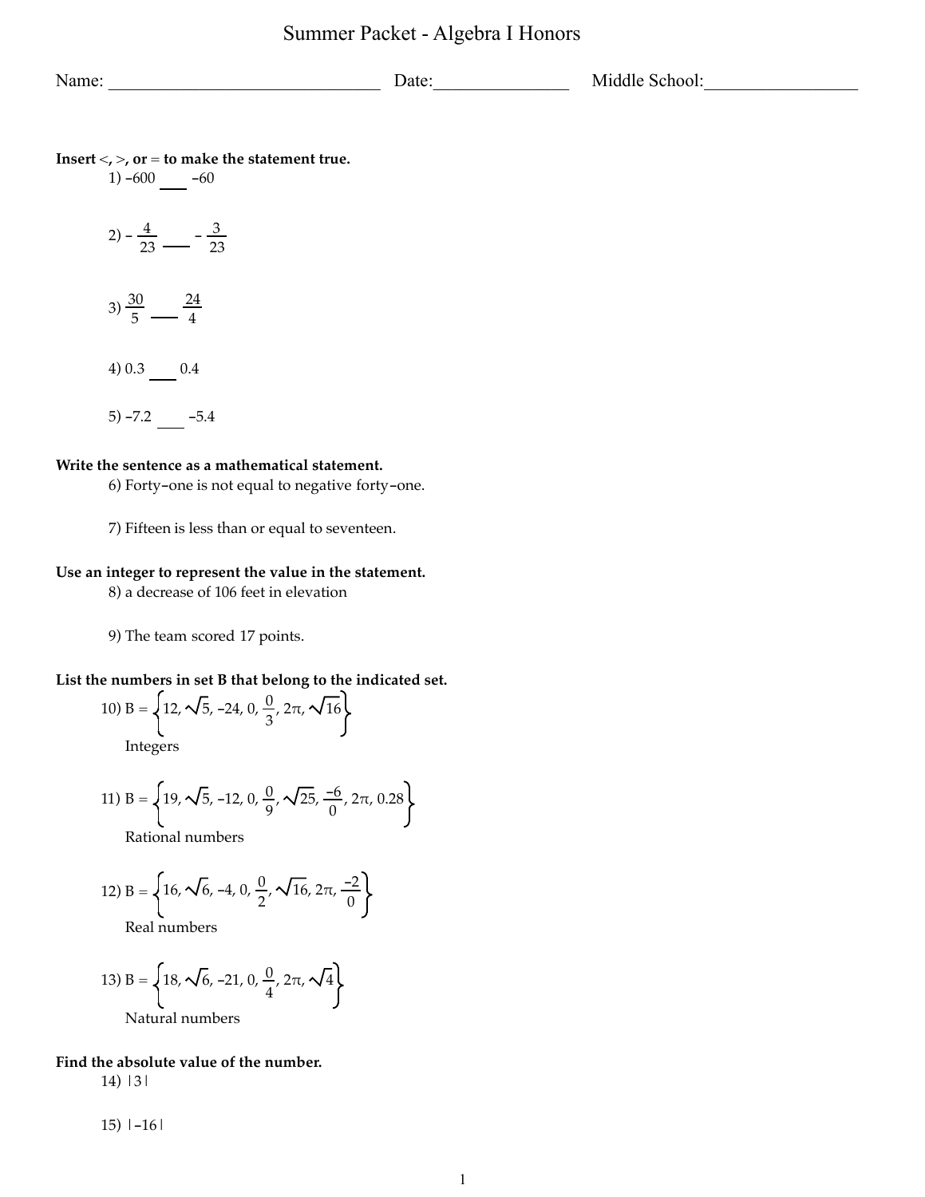# Summer Packet - Algebra I Honors

Name: ______________________________ Date:_______________ Middle School:_________________

**Insert <, >, or = to make the statement true.**

1) $-600$ ___ $-60$

2) $-\frac{4}{23}$ ___ $-\frac{3}{23}$

3) $\frac{30}{5}$ ___ $\frac{24}{4}$

4) $0.3$ ___ $0.4$

5) $-7.2$ ___ $-5.4$

**Write the sentence as a mathematical statement.**

6) Forty-one is not equal to negative forty-one.

7) Fifteen is less than or equal to seventeen.

**Use an integer to represent the value in the statement.**

8) a decrease of 106 feet in elevation

9) The team scored 17 points.

**List the numbers in set B that belong to the indicated set.**

10) $B = \left\{12, \sqrt{5}, -24, 0, \frac{0}{3}, 2\pi, \sqrt{16}\right\}$

Integers

11) $B = \left\{19, \sqrt{5}, -12, 0, \frac{0}{9}, \sqrt{25}, \frac{-6}{0}, 2\pi, 0.28\right\}$

Rational numbers

12) $B = \left\{16, \sqrt{6}, -4, 0, \frac{0}{2}, \sqrt{16}, 2\pi, \frac{-2}{0}\right\}$

Real numbers

13) $B = \left\{18, \sqrt{6}, -21, 0, \frac{0}{4}, 2\pi, \sqrt{4}\right\}$

Natural numbers

**Find the absolute value of the number.**

14) $|3|$

15) $|-16|$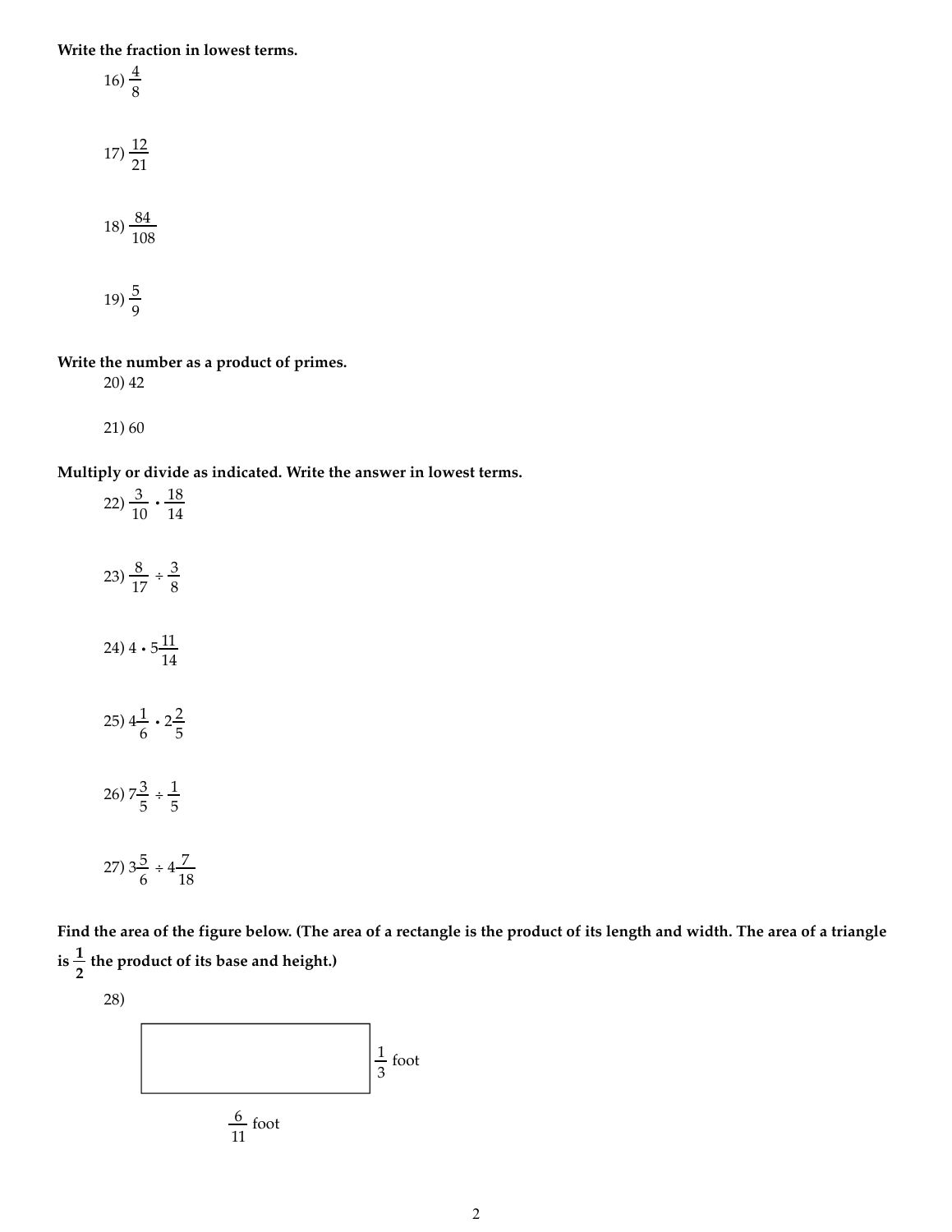**Write the fraction in lowest terms.**

16) $\frac{4}{8}$

17) $\frac{12}{21}$

18) $\frac{84}{108}$

19) $\frac{5}{9}$

**Write the number as a product of primes.**

20) 42

21) 60

**Multiply or divide as indicated. Write the answer in lowest terms.**

22) $\frac{3}{10} \cdot \frac{18}{14}$

23) $\frac{8}{17} \div \frac{3}{8}$

24) $4 \cdot 5\frac{11}{14}$

25) $4\frac{1}{6} \cdot 2\frac{2}{5}$

26) $7\frac{3}{5} \div \frac{1}{5}$

27) $3\frac{5}{6} \div 4\frac{7}{18}$

**Find the area of the figure below. (The area of a rectangle is the product of its length and width. The area of a triangle is $\frac{1}{2}$ the product of its base and height.)**

28)

$\frac{1}{3}$ foot

$\frac{6}{11}$ foot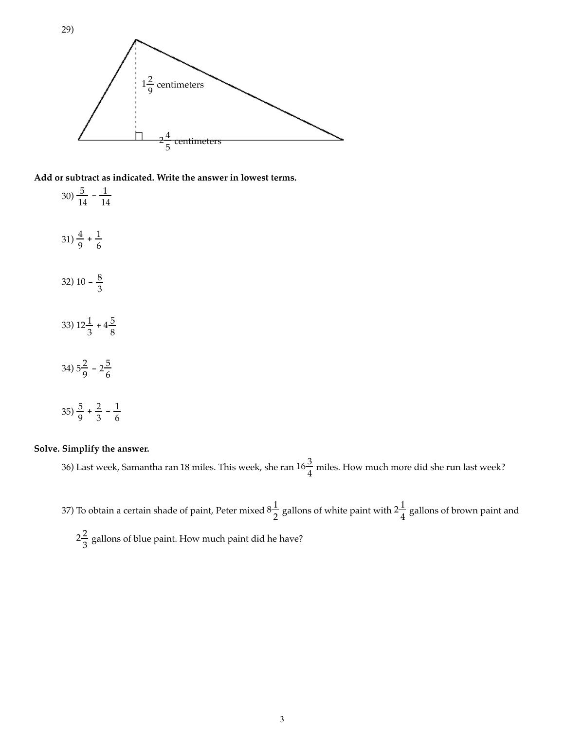29)

$1\frac{2}{9}$ centimeters

$2\frac{4}{5}$ centimeters

**Add or subtract as indicated. Write the answer in lowest terms.**

30) $\frac{5}{14} - \frac{1}{14}$

31) $\frac{4}{9} + \frac{1}{6}$

32) $10 - \frac{8}{3}$

33) $12\frac{1}{3} + 4\frac{5}{8}$

34) $5\frac{2}{9} - 2\frac{5}{6}$

35) $\frac{5}{9} + \frac{2}{3} - \frac{1}{6}$

**Solve. Simplify the answer.**

36) Last week, Samantha ran 18 miles. This week, she ran $16\frac{3}{4}$ miles. How much more did she run last week?

37) To obtain a certain shade of paint, Peter mixed $8\frac{1}{2}$ gallons of white paint with $2\frac{1}{4}$ gallons of brown paint and $2\frac{2}{3}$ gallons of blue paint. How much paint did he have?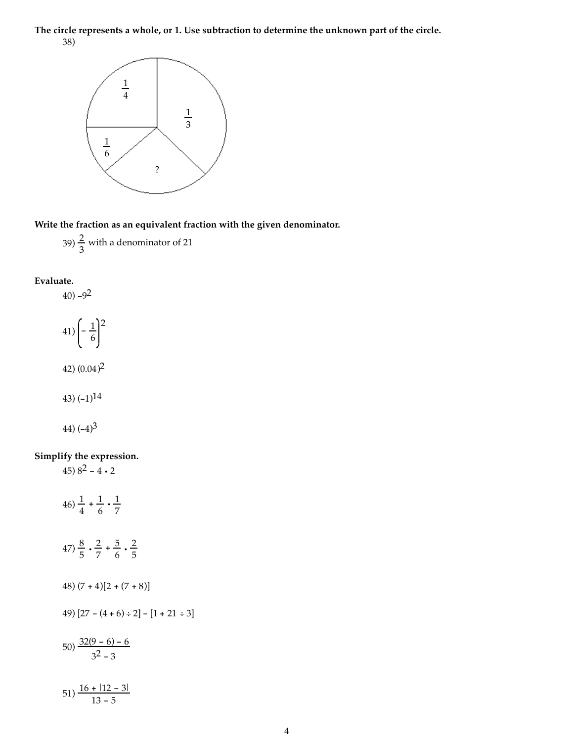**The circle represents a whole, or 1. Use subtraction to determine the unknown part of the circle.**

38)

$\frac{1}{4}$

$\frac{1}{3}$

$\frac{1}{6}$

?

**Write the fraction as an equivalent fraction with the given denominator.**

39) $\frac{2}{3}$ with a denominator of 21

**Evaluate.**

40) $-9^2$

41) $\left(-\frac{1}{6}\right)^2$

42) $(0.04)^2$

43) $(-1)^{14}$

44) $(-4)^3$

**Simplify the expression.**

45) $8^2 - 4 \cdot 2$

46) $\frac{1}{4} + \frac{1}{6} \cdot \frac{1}{7}$

47) $\frac{8}{5} \cdot \frac{2}{7} + \frac{5}{6} \cdot \frac{2}{5}$

48) $(7 + 4)[2 + (7 + 8)]$

49) $[27 - (4 + 6) \div 2] - [1 + 21 \div 3]$

50) $\frac{32(9 - 6) - 6}{3^2 - 3}$

51) $\frac{16 + |12 - 3|}{13 - 5}$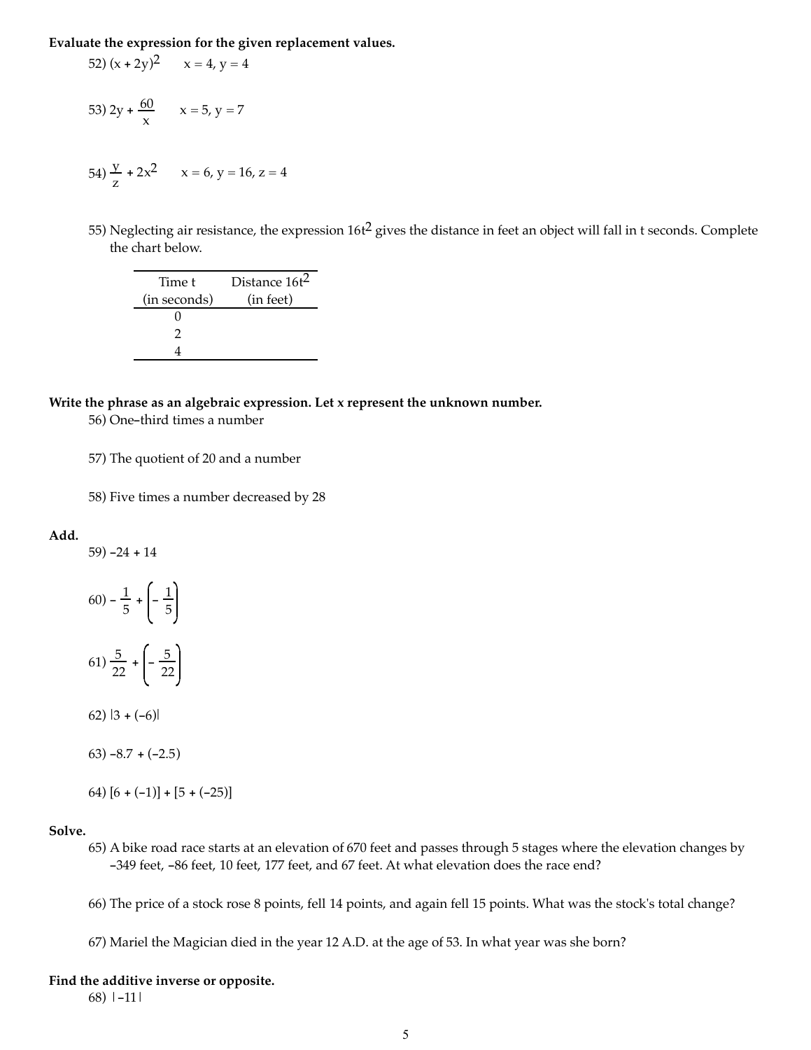**Evaluate the expression for the given replacement values.**

52) $(x + 2y)^2$ $\quad x = 4, y = 4$

53) $2y + \dfrac{60}{x}$ $\quad x = 5, y = 7$

54) $\dfrac{y}{z} + 2x^2$ $\quad x = 6, y = 16, z = 4$

55) Neglecting air resistance, the expression $16t^2$ gives the distance in feet an object will fall in t seconds. Complete the chart below.

| Time t (in seconds) | Distance $16t^2$ (in feet) |
|---|---|
| 0 | |
| 2 | |
| 4 | |

**Write the phrase as an algebraic expression. Let x represent the unknown number.**

56) One–third times a number

57) The quotient of 20 and a number

58) Five times a number decreased by 28

**Add.**

59) $-24 + 14$

60) $-\dfrac{1}{5} + \left(-\dfrac{1}{5}\right)$

61) $\dfrac{5}{22} + \left(-\dfrac{5}{22}\right)$

62) $|3 + (-6)|$

63) $-8.7 + (-2.5)$

64) $[6 + (-1)] + [5 + (-25)]$

**Solve.**

65) A bike road race starts at an elevation of 670 feet and passes through 5 stages where the elevation changes by −349 feet, −86 feet, 10 feet, 177 feet, and 67 feet. At what elevation does the race end?

66) The price of a stock rose 8 points, fell 14 points, and again fell 15 points. What was the stock's total change?

67) Mariel the Magician died in the year 12 A.D. at the age of 53. In what year was she born?

**Find the additive inverse or opposite.**

68) $|-11|$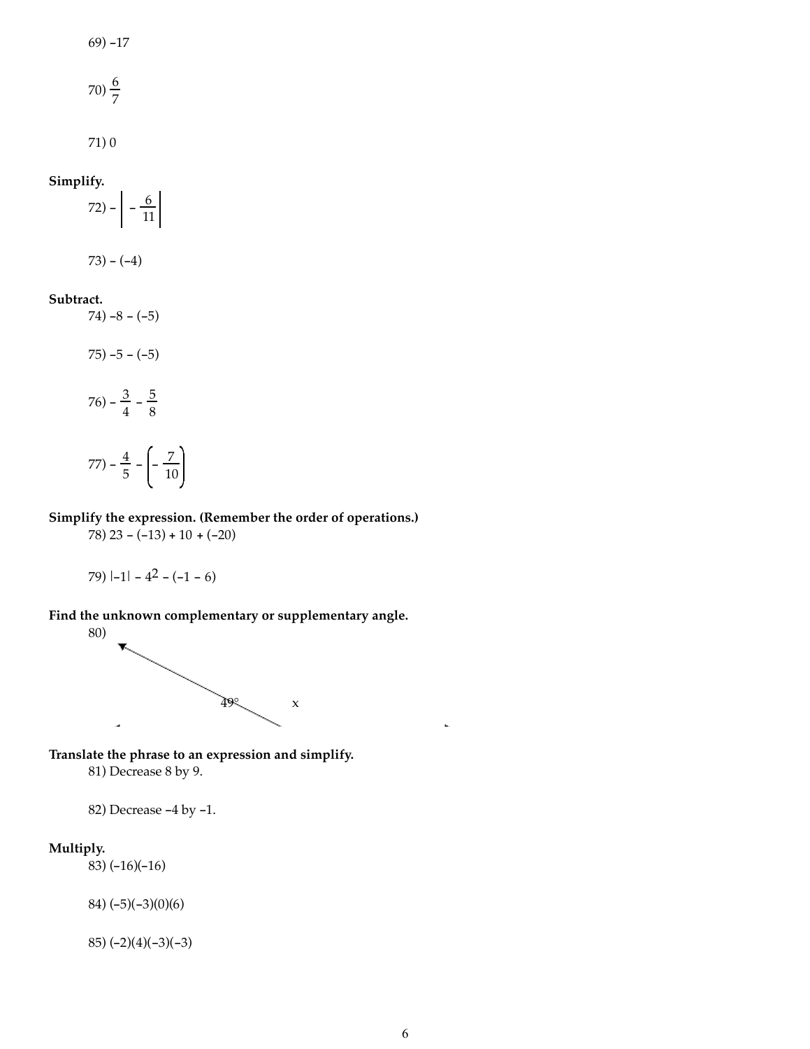69) $-17$

70) $\frac{6}{7}$

71) $0$

**Simplify.**

72) $-\left|-\frac{6}{11}\right|$

73) $-(-4)$

**Subtract.**

74) $-8-(-5)$

75) $-5-(-5)$

76) $-\frac{3}{4}-\frac{5}{8}$

77) $-\frac{4}{5}-\left(-\frac{7}{10}\right)$

**Simplify the expression. (Remember the order of operations.)**

78) $23-(-13)+10+(-20)$

79) $|-1|-4^2-(-1-6)$

**Find the unknown complementary or supplementary angle.**

80)

49° x

**Translate the phrase to an expression and simplify.**

81) Decrease 8 by 9.

82) Decrease $-4$ by $-1$.

**Multiply.**

83) $(-16)(-16)$

84) $(-5)(-3)(0)(6)$

85) $(-2)(4)(-3)(-3)$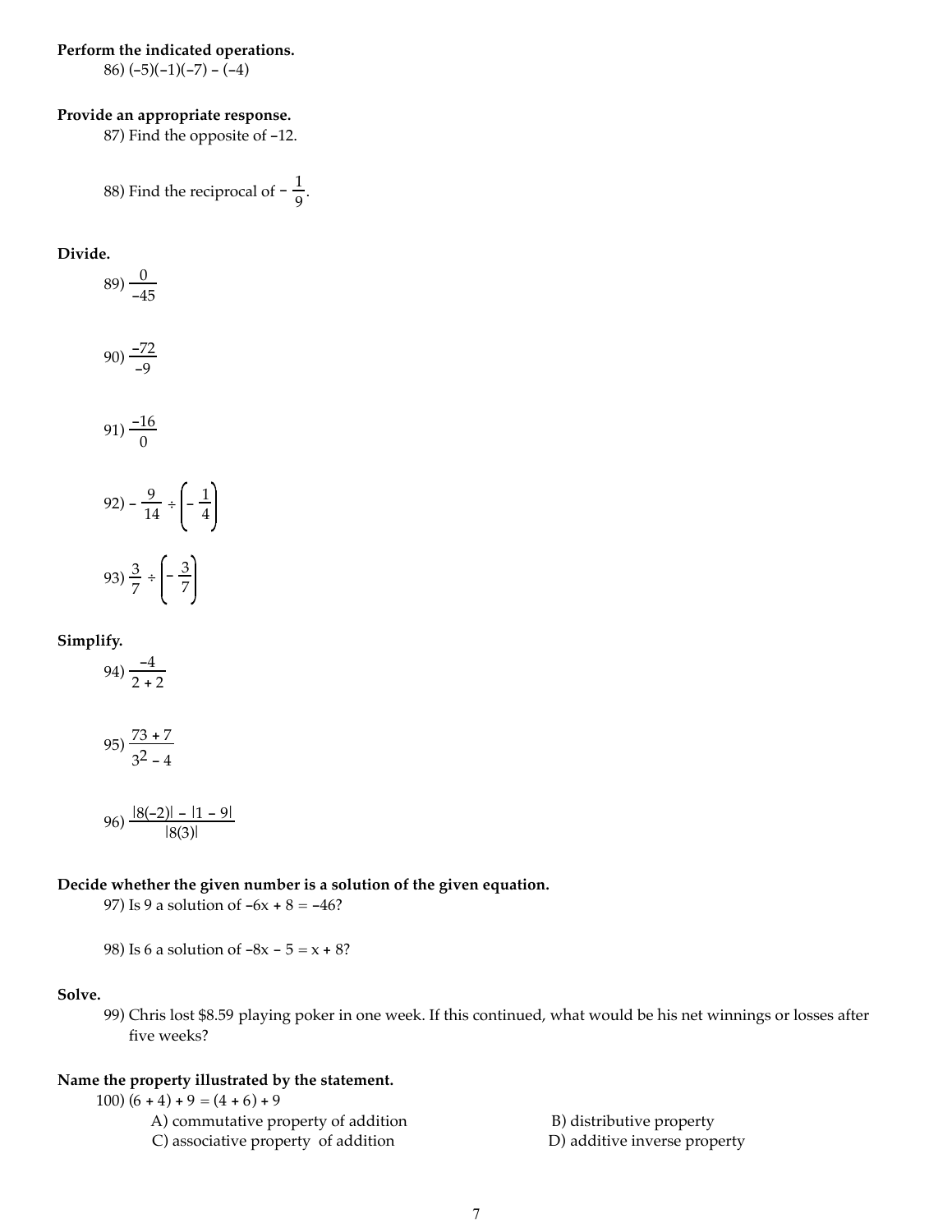**Perform the indicated operations.**

86) $(-5)(-1)(-7) - (-4)$

**Provide an appropriate response.**

87) Find the opposite of $-12$.

88) Find the reciprocal of $-\dfrac{1}{9}$.

**Divide.**

89) $\dfrac{0}{-45}$

90) $\dfrac{-72}{-9}$

91) $\dfrac{-16}{0}$

92) $-\dfrac{9}{14} \div \left(-\dfrac{1}{4}\right)$

93) $\dfrac{3}{7} \div \left(-\dfrac{3}{7}\right)$

**Simplify.**

94) $\dfrac{-4}{2 + 2}$

95) $\dfrac{73 + 7}{3^2 - 4}$

96) $\dfrac{|8(-2)| - |1 - 9|}{|8(3)|}$

**Decide whether the given number is a solution of the given equation.**

97) Is 9 a solution of $-6x + 8 = -46$?

98) Is 6 a solution of $-8x - 5 = x + 8$?

**Solve.**

99) Chris lost $8.59 playing poker in one week. If this continued, what would be his net winnings or losses after five weeks?

**Name the property illustrated by the statement.**

100) $(6 + 4) + 9 = (4 + 6) + 9$

A) commutative property of addition
B) distributive property
C) associative property of addition
D) additive inverse property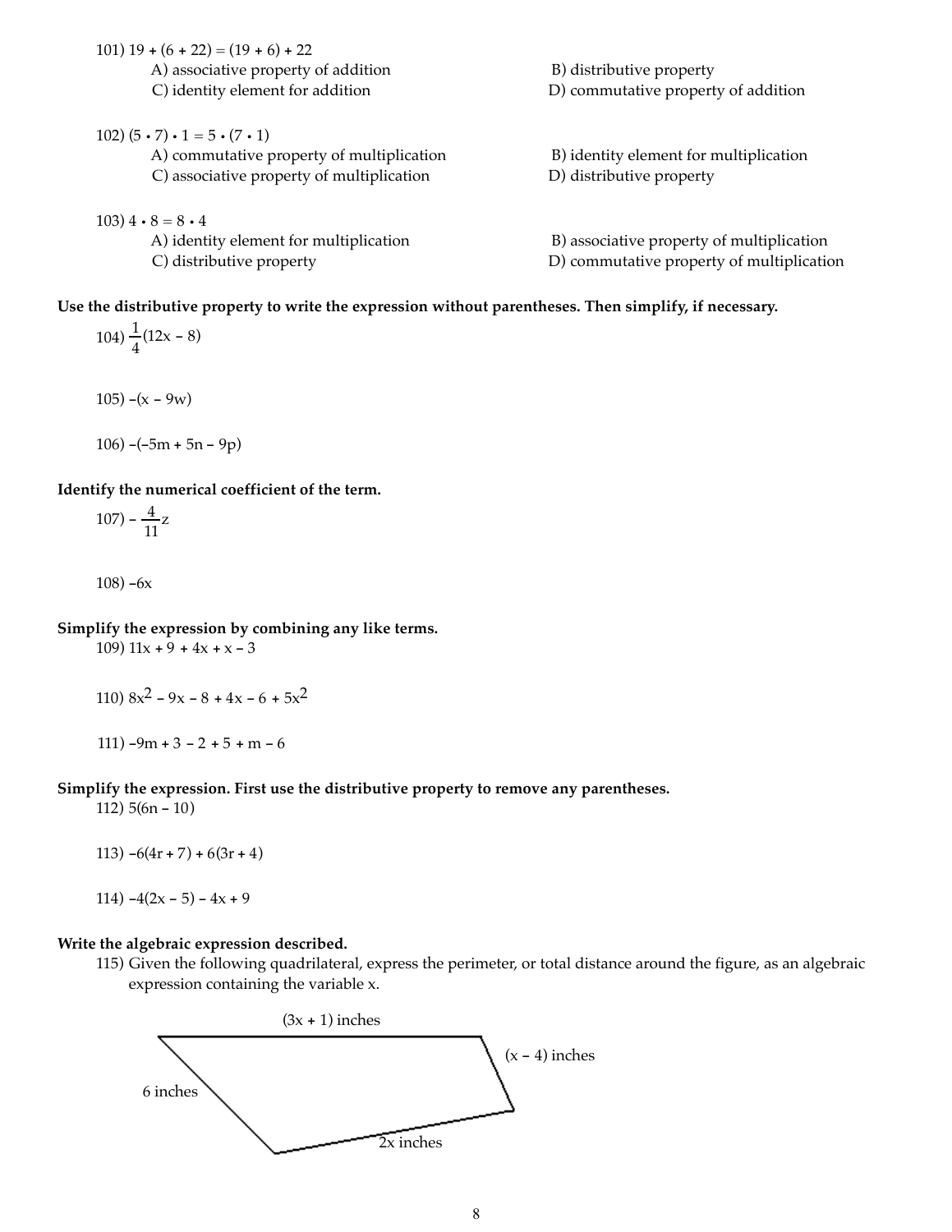101) $19 + (6 + 22) = (19 + 6) + 22$

A) associative property of addition
B) distributive property
C) identity element for addition
D) commutative property of addition

102) $(5 \cdot 7) \cdot 1 = 5 \cdot (7 \cdot 1)$

A) commutative property of multiplication
B) identity element for multiplication
C) associative property of multiplication
D) distributive property

103) $4 \cdot 8 = 8 \cdot 4$

A) identity element for multiplication
B) associative property of multiplication
C) distributive property
D) commutative property of multiplication

**Use the distributive property to write the expression without parentheses. Then simplify, if necessary.**

104) $\frac{1}{4}(12x - 8)$

105) $-(x - 9w)$

106) $-(-5m + 5n - 9p)$

**Identify the numerical coefficient of the term.**

107) $-\frac{4}{11}z$

108) $-6x$

**Simplify the expression by combining any like terms.**

109) $11x + 9 + 4x + x - 3$

110) $8x^2 - 9x - 8 + 4x - 6 + 5x^2$

111) $-9m + 3 - 2 + 5 + m - 6$

**Simplify the expression. First use the distributive property to remove any parentheses.**

112) $5(6n - 10)$

113) $-6(4r + 7) + 6(3r + 4)$

114) $-4(2x - 5) - 4x + 9$

**Write the algebraic expression described.**

115) Given the following quadrilateral, express the perimeter, or total distance around the figure, as an algebraic expression containing the variable x.

(3x + 1) inches

(x - 4) inches

6 inches

2x inches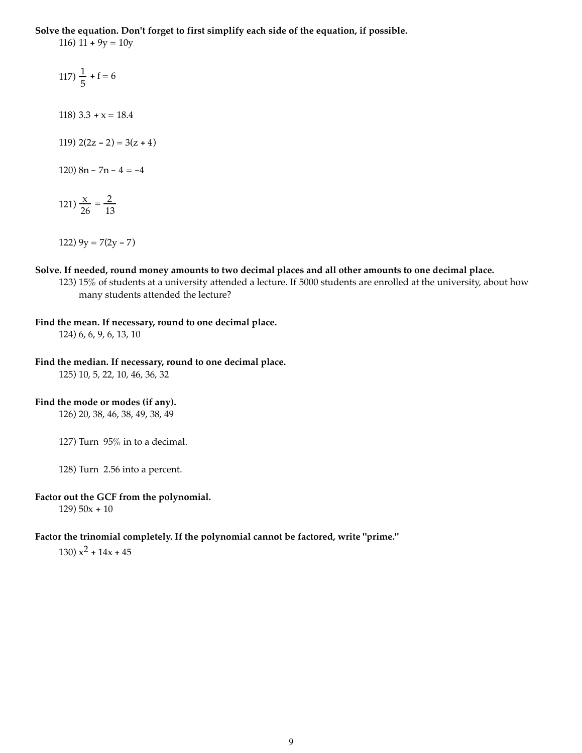**Solve the equation. Don't forget to first simplify each side of the equation, if possible.**

116) $11 + 9y = 10y$

117) $\frac{1}{5} + f = 6$

118) $3.3 + x = 18.4$

119) $2(2z - 2) = 3(z + 4)$

120) $8n - 7n - 4 = -4$

121) $\frac{x}{26} = \frac{2}{13}$

122) $9y = 7(2y - 7)$

**Solve. If needed, round money amounts to two decimal places and all other amounts to one decimal place.**

123) 15% of students at a university attended a lecture. If 5000 students are enrolled at the university, about how many students attended the lecture?

**Find the mean. If necessary, round to one decimal place.**

124) 6, 6, 9, 6, 13, 10

**Find the median. If necessary, round to one decimal place.**

125) 10, 5, 22, 10, 46, 36, 32

**Find the mode or modes (if any).**

126) 20, 38, 46, 38, 49, 38, 49

127) Turn 95% in to a decimal.

128) Turn 2.56 into a percent.

**Factor out the GCF from the polynomial.**

129) $50x + 10$

**Factor the trinomial completely. If the polynomial cannot be factored, write "prime."**

130) $x^2 + 14x + 45$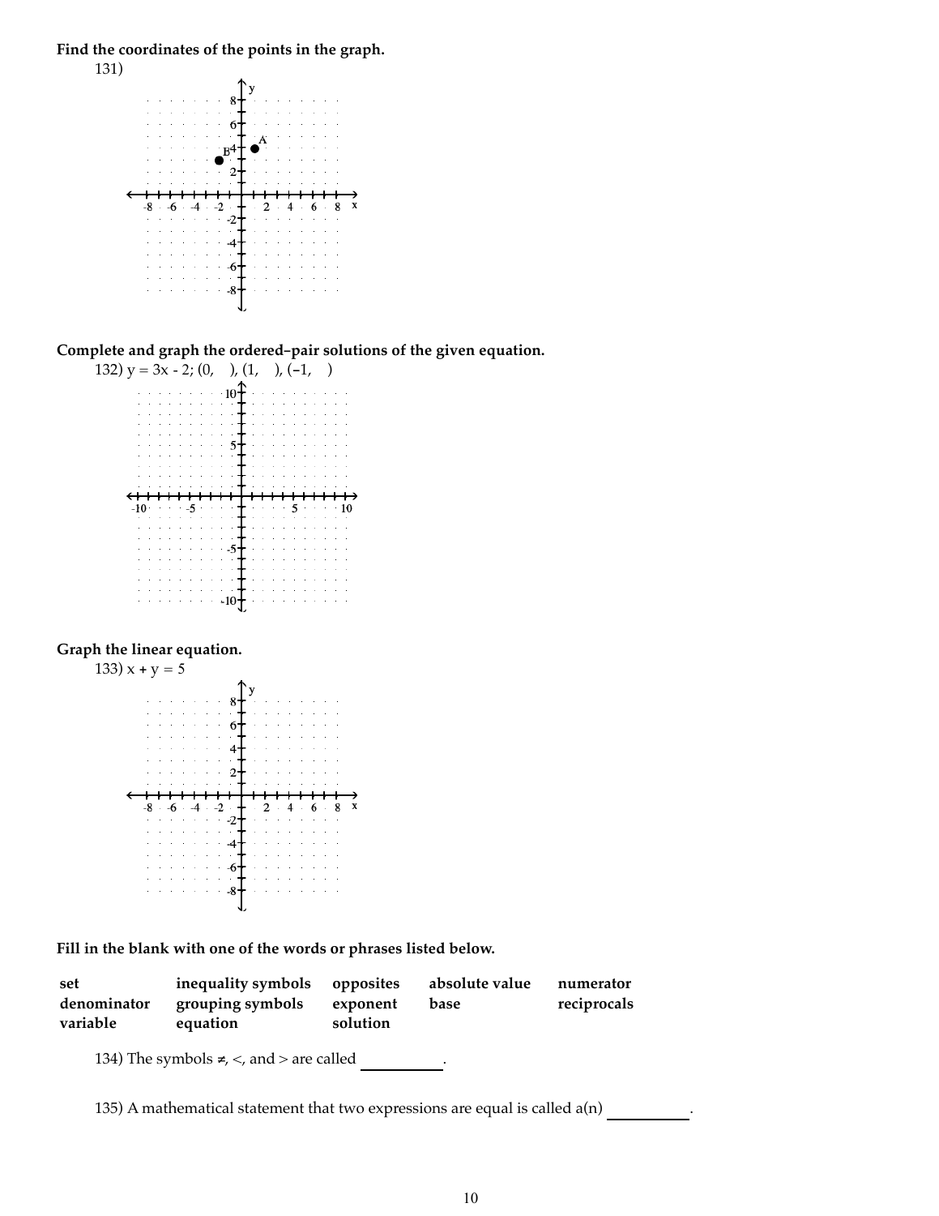**Find the coordinates of the points in the graph.**

131)

**Complete and graph the ordered–pair solutions of the given equation.**

132) $y = 3x - 2$; (0,   ), (1,   ), (−1,   )

**Graph the linear equation.**

133) $x + y = 5$

**Fill in the blank with one of the words or phrases listed below.**

| set | inequality symbols | opposites | absolute value | numerator |
|---|---|---|---|---|
| denominator | grouping symbols | exponent | base | reciprocals |
| variable | equation | solution | | |

134) The symbols ≠, <, and > are called __________.

135) A mathematical statement that two expressions are equal is called a(n) __________.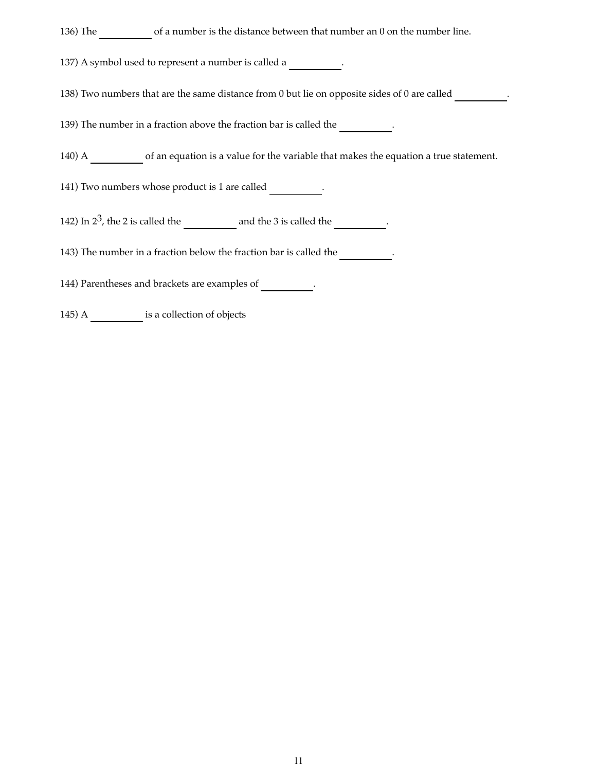136) The __________ of a number is the distance between that number an 0 on the number line.

137) A symbol used to represent a number is called a __________.

138) Two numbers that are the same distance from 0 but lie on opposite sides of 0 are called __________.

139) The number in a fraction above the fraction bar is called the __________.

140) A __________ of an equation is a value for the variable that makes the equation a true statement.

141) Two numbers whose product is 1 are called __________.

142) In $2^3$, the 2 is called the __________ and the 3 is called the __________.

143) The number in a fraction below the fraction bar is called the __________.

144) Parentheses and brackets are examples of __________.

145) A __________ is a collection of objects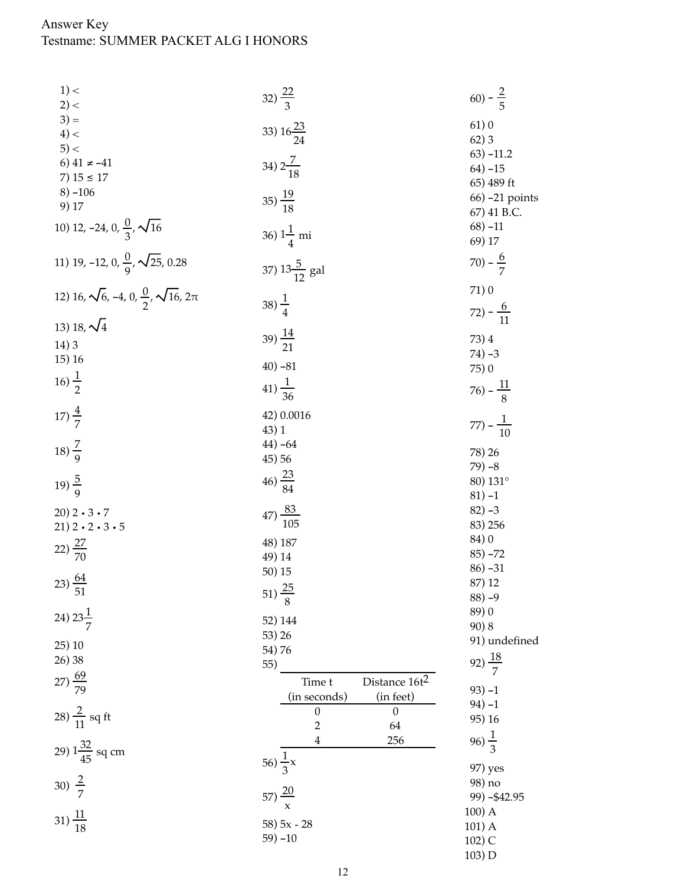Answer Key
Testname: SUMMER PACKET ALG I HONORS

1) <
2) <
3) =
4) <
5) <
6) 41 ≠ −41
7) 15 ≤ 17
8) −106
9) 17
10) 12, −24, 0, $\frac{0}{3}$, $\sqrt{16}$
11) 19, −12, 0, $\frac{0}{9}$, $\sqrt{25}$, 0.28
12) 16, $\sqrt{6}$, −4, 0, $\frac{0}{2}$, $\sqrt{16}$, $2\pi$
13) 18, $\sqrt{4}$
14) 3
15) 16
16) $\frac{1}{2}$
17) $\frac{4}{7}$
18) $\frac{7}{9}$
19) $\frac{5}{9}$
20) $2 \cdot 3 \cdot 7$
21) $2 \cdot 2 \cdot 3 \cdot 5$
22) $\frac{27}{70}$
23) $\frac{64}{51}$
24) $23\frac{1}{7}$
25) 10
26) 38
27) $\frac{69}{79}$
28) $\frac{2}{11}$ sq ft
29) $1\frac{32}{45}$ sq cm
30) $\frac{2}{7}$
31) $\frac{11}{18}$
32) $\frac{22}{3}$
33) $16\frac{23}{24}$
34) $2\frac{7}{18}$
35) $\frac{19}{18}$
36) $1\frac{1}{4}$ mi
37) $13\frac{5}{12}$ gal
38) $\frac{1}{4}$
39) $\frac{14}{21}$
40) −81
41) $\frac{1}{36}$
42) 0.0016
43) 1
44) −64
45) 56
46) $\frac{23}{84}$
47) $\frac{83}{105}$
48) 187
49) 14
50) 15
51) $\frac{25}{8}$
52) 144
53) 26
54) 76
55)

| Time t (in seconds) | Distance $16t^2$ (in feet) |
|---|---|
| 0 | 0 |
| 2 | 64 |
| 4 | 256 |

56) $\frac{1}{3}x$
57) $\frac{20}{x}$
58) $5x - 28$
59) −10
60) $-\frac{2}{5}$
61) 0
62) 3
63) −11.2
64) −15
65) 489 ft
66) −21 points
67) 41 B.C.
68) −11
69) 17
70) $-\frac{6}{7}$
71) 0
72) $-\frac{6}{11}$
73) 4
74) −3
75) 0
76) $-\frac{11}{8}$
77) $-\frac{1}{10}$
78) 26
79) −8
80) 131°
81) −1
82) −3
83) 256
84) 0
85) −72
86) −31
87) 12
88) −9
89) 0
90) 8
91) undefined
92) $\frac{18}{7}$
93) −1
94) −1
95) 16
96) $\frac{1}{3}$
97) yes
98) no
99) −$42.95
100) A
101) A
102) C
103) D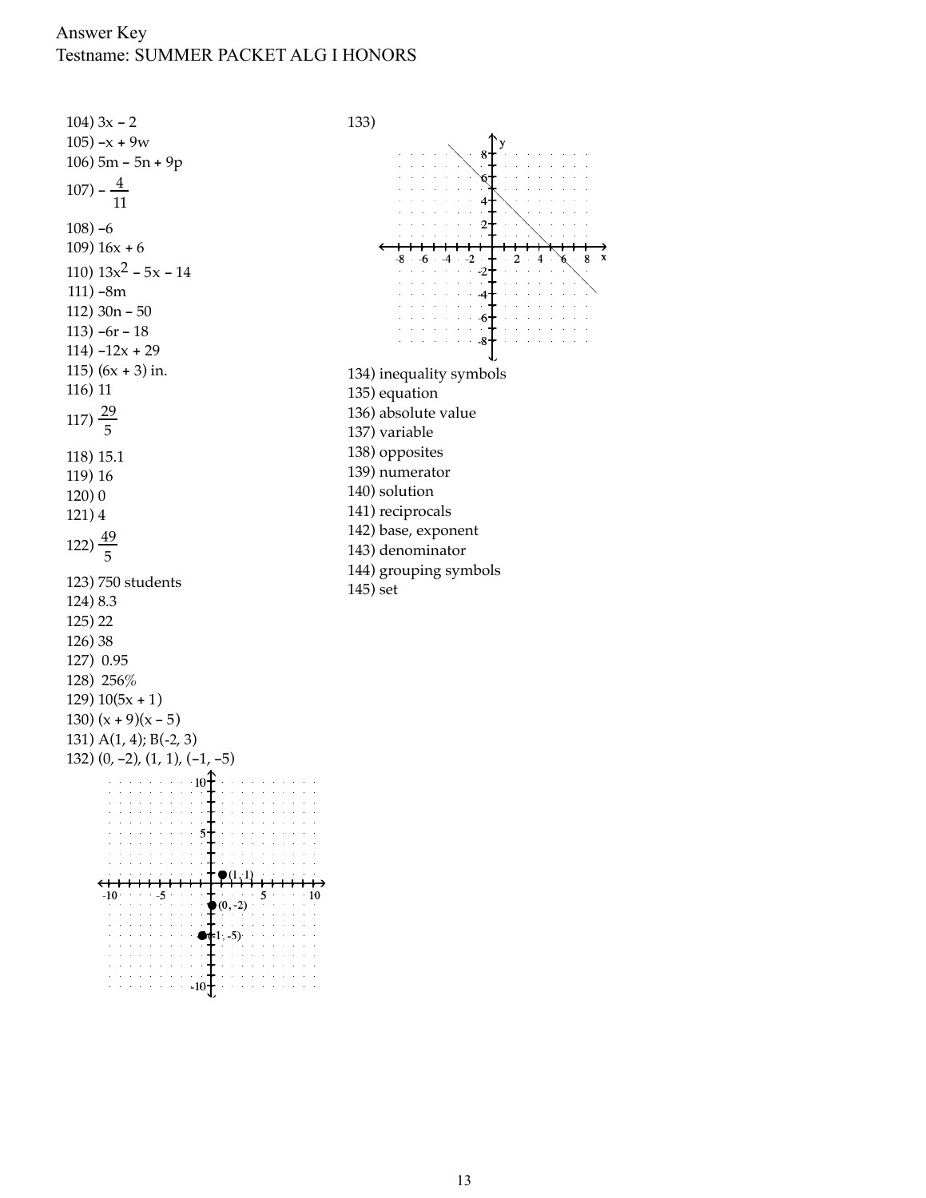Answer Key
Testname: SUMMER PACKET ALG I HONORS

104) $3x - 2$
105) $-x + 9w$
106) $5m - 5n + 9p$
107) $-\frac{4}{11}$
108) $-6$
109) $16x + 6$
110) $13x^2 - 5x - 14$
111) $-8m$
112) $30n - 50$
113) $-6r - 18$
114) $-12x + 29$
115) $(6x + 3)$ in.
116) 11
117) $\frac{29}{5}$
118) 15.1
119) 16
120) 0
121) 4
122) $\frac{49}{5}$
123) 750 students
124) 8.3
125) 22
126) 38
127) 0.95
128) 256%
129) $10(5x + 1)$
130) $(x + 9)(x - 5)$
131) A(1, 4); B(-2, 3)
132) $(0, -2)$, $(1, 1)$, $(-1, -5)$

10
5
-10
-5
5
10
-10
(1, 1)
(0, -2)
(-1, -5)

133)

y
8
6
4
2
-8
-6
-4
-2
2
4
6
8
x
-2
-4
-6
-8

134) inequality symbols
135) equation
136) absolute value
137) variable
138) opposites
139) numerator
140) solution
141) reciprocals
142) base, exponent
143) denominator
144) grouping symbols
145) set